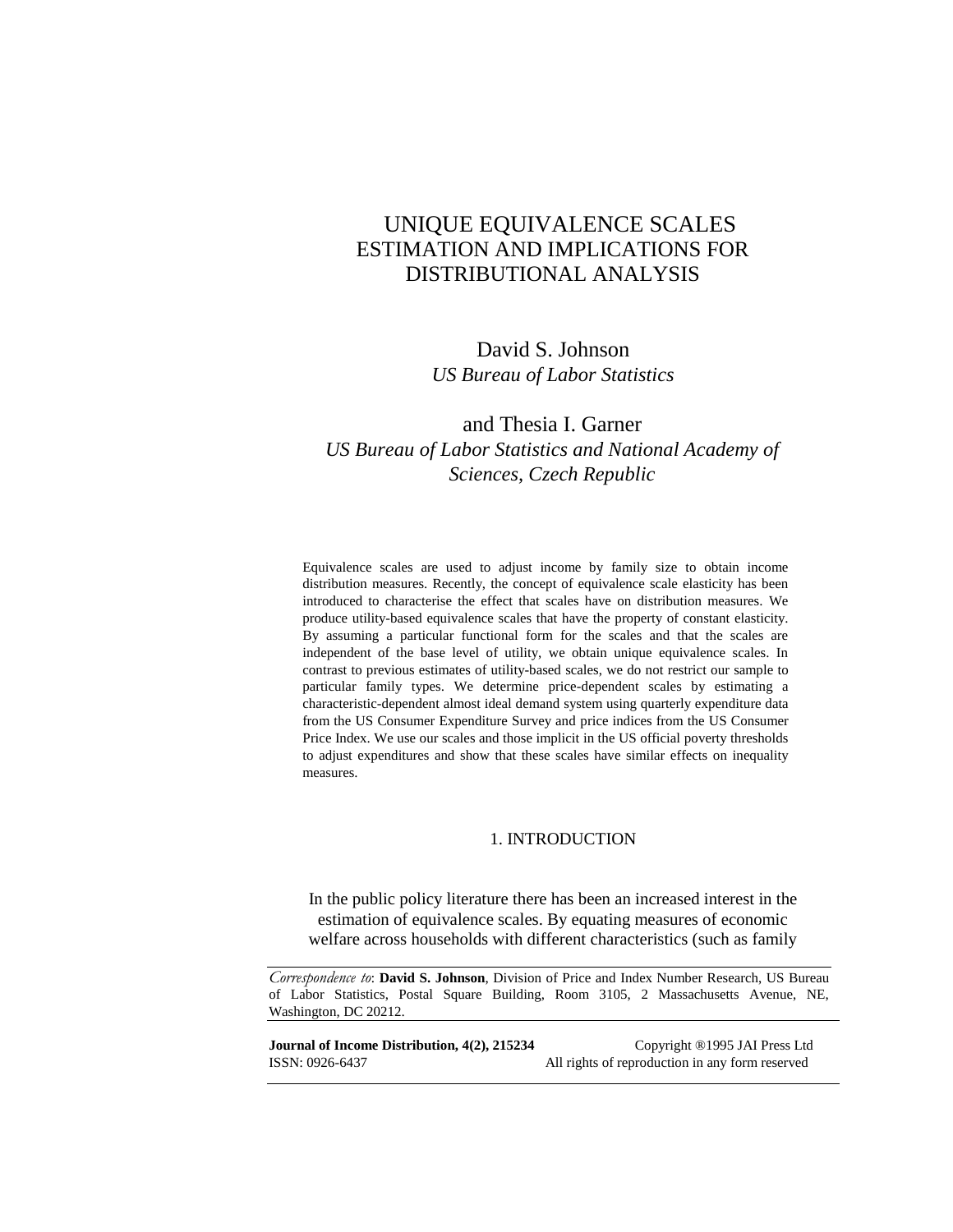# UNIQUE EQUIVALENCE SCALES ESTIMATION AND IMPLICATIONS FOR DISTRIBUTIONAL ANALYSIS

David S. Johnson
*US Bureau of Labor Statistics*

and Thesia I. Garner
*US Bureau of Labor Statistics and National Academy of Sciences, Czech Republic*

Equivalence scales are used to adjust income by family size to obtain income distribution measures. Recently, the concept of equivalence scale elasticity has been introduced to characterise the effect that scales have on distribution measures. We produce utility-based equivalence scales that have the property of constant elasticity. By assuming a particular functional form for the scales and that the scales are independent of the base level of utility, we obtain unique equivalence scales. In contrast to previous estimates of utility-based scales, we do not restrict our sample to particular family types. We determine price-dependent scales by estimating a characteristic-dependent almost ideal demand system using quarterly expenditure data from the US Consumer Expenditure Survey and price indices from the US Consumer Price Index. We use our scales and those implicit in the US official poverty thresholds to adjust expenditures and show that these scales have similar effects on inequality measures.

## 1. INTRODUCTION

In the public policy literature there has been an increased interest in the estimation of equivalence scales. By equating measures of economic welfare across households with different characteristics (such as family

*Correspondence to*: **David S. Johnson**, Division of Price and Index Number Research, US Bureau of Labor Statistics, Postal Square Building, Room 3105, 2 Massachusetts Avenue, NE, Washington, DC 20212.

**Journal of Income Distribution, 4(2), 215234** Copyright ®1995 JAI Press Ltd
ISSN: 0926-6437 All rights of reproduction in any form reserved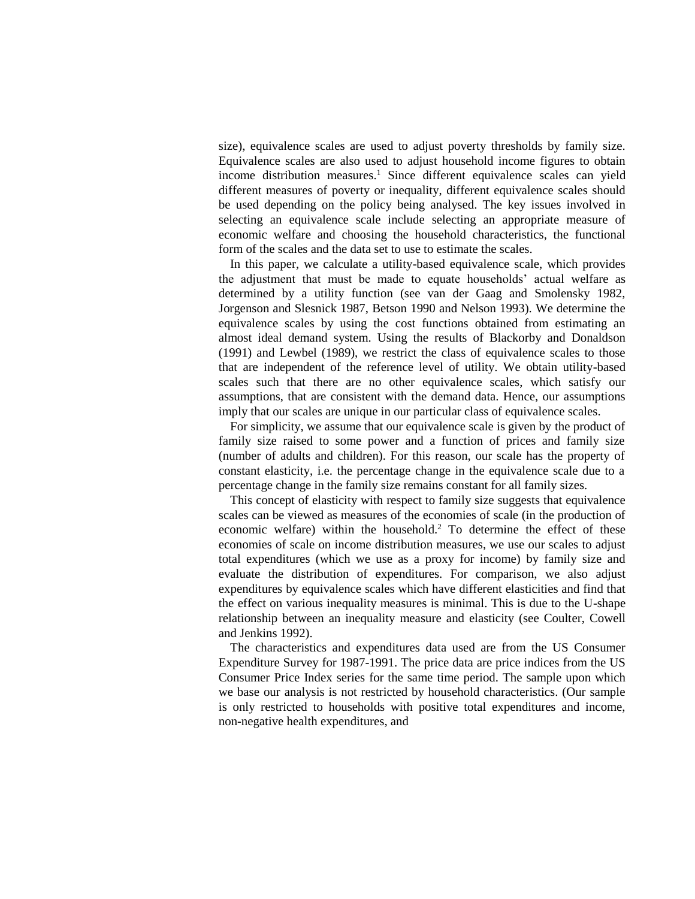size), equivalence scales are used to adjust poverty thresholds by family size. Equivalence scales are also used to adjust household income figures to obtain income distribution measures.[1] Since different equivalence scales can yield different measures of poverty or inequality, different equivalence scales should be used depending on the policy being analysed. The key issues involved in selecting an equivalence scale include selecting an appropriate measure of economic welfare and choosing the household characteristics, the functional form of the scales and the data set to use to estimate the scales.

In this paper, we calculate a utility-based equivalence scale, which provides the adjustment that must be made to equate households' actual welfare as determined by a utility function (see van der Gaag and Smolensky 1982, Jorgenson and Slesnick 1987, Betson 1990 and Nelson 1993). We determine the equivalence scales by using the cost functions obtained from estimating an almost ideal demand system. Using the results of Blackorby and Donaldson (1991) and Lewbel (1989), we restrict the class of equivalence scales to those that are independent of the reference level of utility. We obtain utility-based scales such that there are no other equivalence scales, which satisfy our assumptions, that are consistent with the demand data. Hence, our assumptions imply that our scales are unique in our particular class of equivalence scales.

For simplicity, we assume that our equivalence scale is given by the product of family size raised to some power and a function of prices and family size (number of adults and children). For this reason, our scale has the property of constant elasticity, i.e. the percentage change in the equivalence scale due to a percentage change in the family size remains constant for all family sizes.

This concept of elasticity with respect to family size suggests that equivalence scales can be viewed as measures of the economies of scale (in the production of economic welfare) within the household.[2] To determine the effect of these economies of scale on income distribution measures, we use our scales to adjust total expenditures (which we use as a proxy for income) by family size and evaluate the distribution of expenditures. For comparison, we also adjust expenditures by equivalence scales which have different elasticities and find that the effect on various inequality measures is minimal. This is due to the U-shape relationship between an inequality measure and elasticity (see Coulter, Cowell and Jenkins 1992).

The characteristics and expenditures data used are from the US Consumer Expenditure Survey for 1987-1991. The price data are price indices from the US Consumer Price Index series for the same time period. The sample upon which we base our analysis is not restricted by household characteristics. (Our sample is only restricted to households with positive total expenditures and income, non-negative health expenditures, and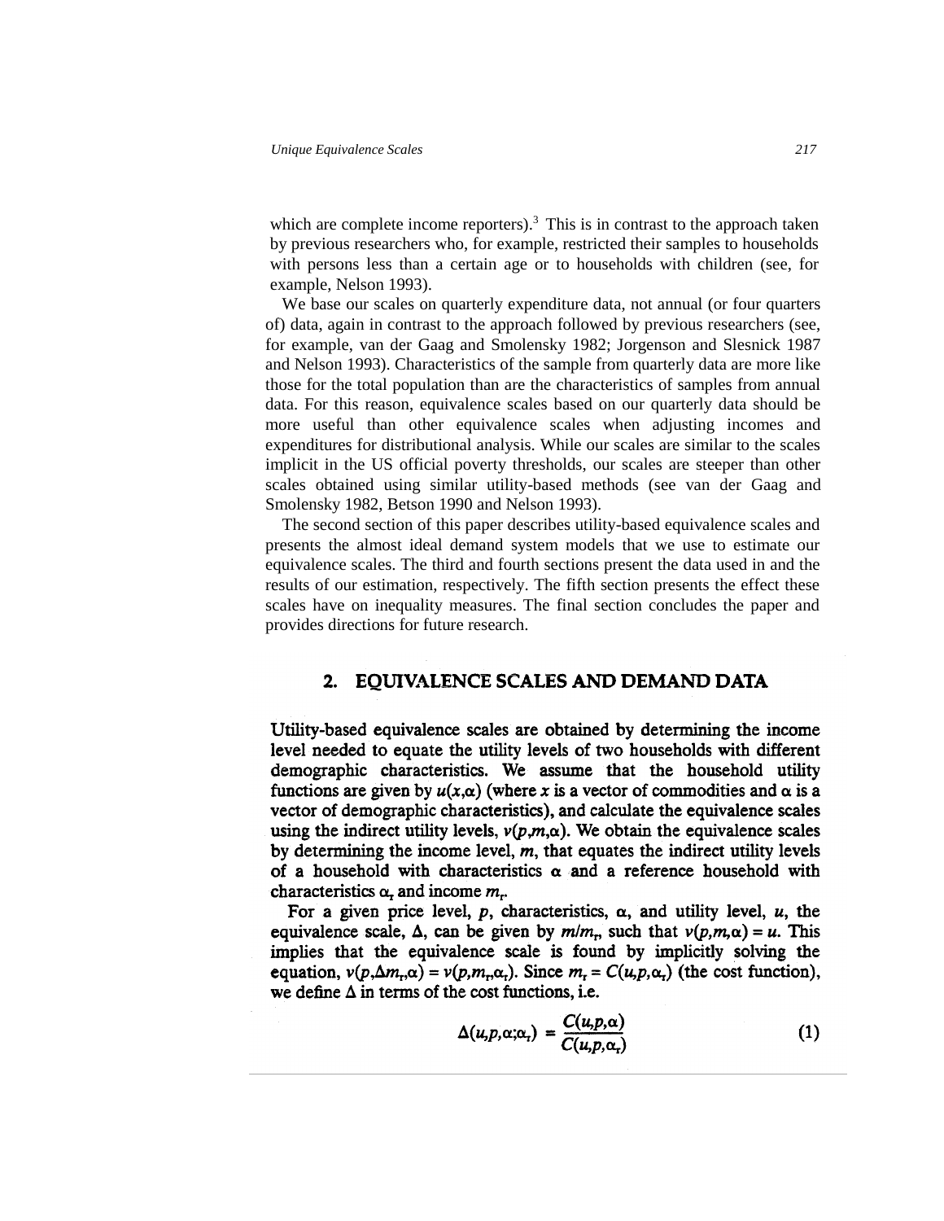which are complete income reporters).[3] This is in contrast to the approach taken by previous researchers who, for example, restricted their samples to households with persons less than a certain age or to households with children (see, for example, Nelson 1993).

We base our scales on quarterly expenditure data, not annual (or four quarters of) data, again in contrast to the approach followed by previous researchers (see, for example, van der Gaag and Smolensky 1982; Jorgenson and Slesnick 1987 and Nelson 1993). Characteristics of the sample from quarterly data are more like those for the total population than are the characteristics of samples from annual data. For this reason, equivalence scales based on our quarterly data should be more useful than other equivalence scales when adjusting incomes and expenditures for distributional analysis. While our scales are similar to the scales implicit in the US official poverty thresholds, our scales are steeper than other scales obtained using similar utility-based methods (see van der Gaag and Smolensky 1982, Betson 1990 and Nelson 1993).

The second section of this paper describes utility-based equivalence scales and presents the almost ideal demand system models that we use to estimate our equivalence scales. The third and fourth sections present the data used in and the results of our estimation, respectively. The fifth section presents the effect these scales have on inequality measures. The final section concludes the paper and provides directions for future research.

## 2. EQUIVALENCE SCALES AND DEMAND DATA

Utility-based equivalence scales are obtained by determining the income level needed to equate the utility levels of two households with different demographic characteristics. We assume that the household utility functions are given by $u(x,\alpha)$ (where $x$ is a vector of commodities and $\alpha$ is a vector of demographic characteristics), and calculate the equivalence scales using the indirect utility levels, $v(p,m,\alpha)$. We obtain the equivalence scales by determining the income level, $m$, that equates the indirect utility levels of a household with characteristics $\alpha$ and a reference household with characteristics $\alpha_r$ and income $m_r$.

For a given price level, $p$, characteristics, $\alpha$, and utility level, $u$, the equivalence scale, $\Delta$, can be given by $m/m_r$, such that $v(p,m,\alpha) = u$. This implies that the equivalence scale is found by implicitly solving the equation, $v(p,\Delta m_r,\alpha) = v(p,m_r,\alpha_r)$. Since $m_r = C(u,p,\alpha_r)$ (the cost function), we define $\Delta$ in terms of the cost functions, i.e.

$$\Delta(u,p,\alpha;\alpha_r) = \frac{C(u,p,\alpha)}{C(u,p,\alpha_r)} \tag{1}$$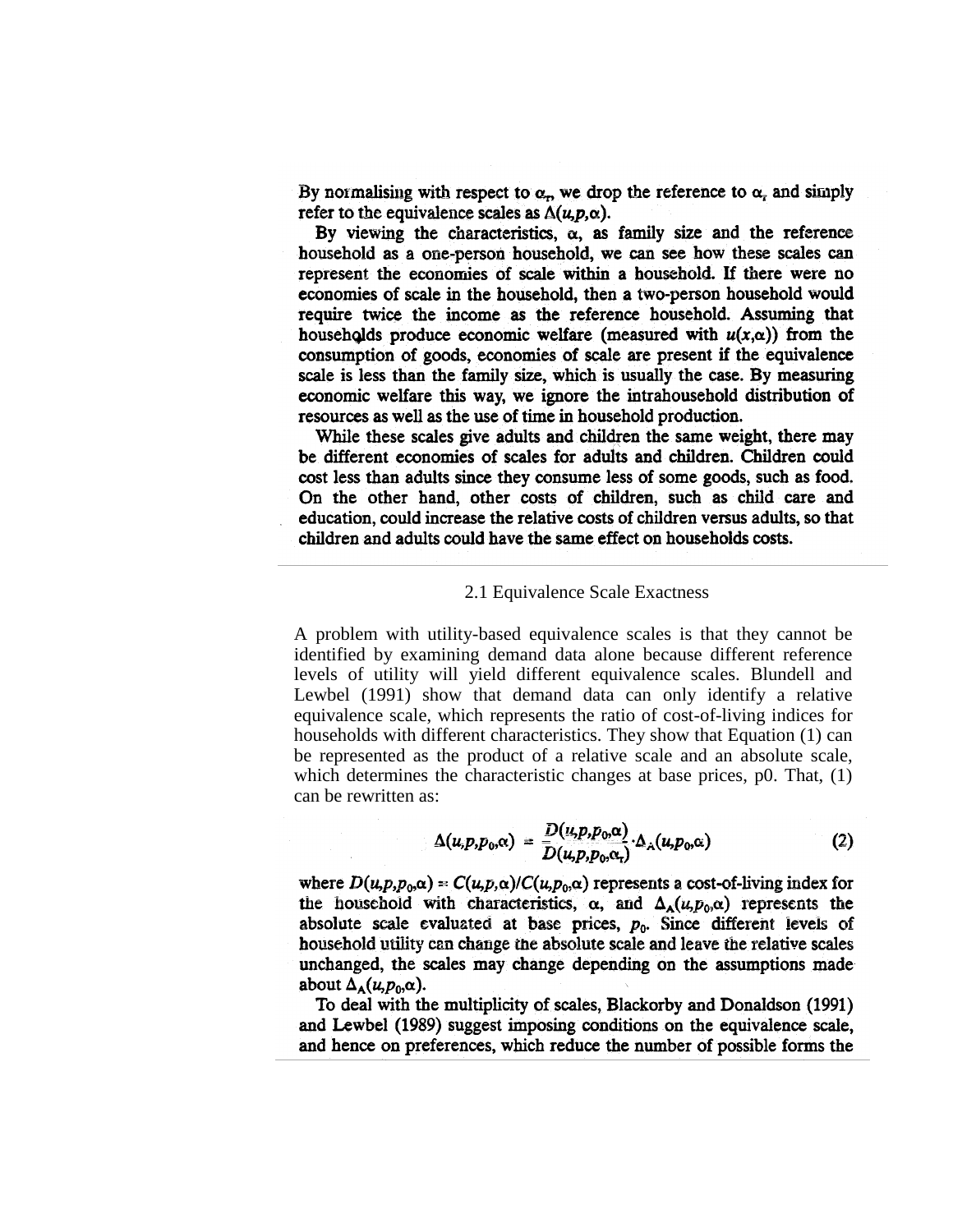By normalising with respect to $\alpha_r$, we drop the reference to $\alpha_r$ and simply refer to the equivalence scales as $\Delta(u,p,\alpha)$.

By viewing the characteristics, $\alpha$, as family size and the reference household as a one-person household, we can see how these scales can represent the economies of scale within a household. If there were no economies of scale in the household, then a two-person household would require twice the income as the reference household. Assuming that households produce economic welfare (measured with $u(x,\alpha)$) from the consumption of goods, economies of scale are present if the equivalence scale is less than the family size, which is usually the case. By measuring economic welfare this way, we ignore the intrahousehold distribution of resources as well as the use of time in household production.

While these scales give adults and children the same weight, there may be different economies of scales for adults and children. Children could cost less than adults since they consume less of some goods, such as food. On the other hand, other costs of children, such as child care and education, could increase the relative costs of children versus adults, so that children and adults could have the same effect on households costs.

## 2.1 Equivalence Scale Exactness

A problem with utility-based equivalence scales is that they cannot be identified by examining demand data alone because different reference levels of utility will yield different equivalence scales. Blundell and Lewbel (1991) show that demand data can only identify a relative equivalence scale, which represents the ratio of cost-of-living indices for households with different characteristics. They show that Equation (1) can be represented as the product of a relative scale and an absolute scale, which determines the characteristic changes at base prices, p0. That, (1) can be rewritten as:

$$\Delta(u,p,p_0,\alpha) = \frac{D(u,p,p_0,\alpha)}{D(u,p,p_0,\alpha_r)} \cdot \Delta_A(u,p_0,\alpha) \qquad (2)$$

where $D(u,p,p_0,\alpha) = C(u,p,\alpha)/C(u,p_0,\alpha)$ represents a cost-of-living index for the household with characteristics, $\alpha$, and $\Delta_A(u,p_0,\alpha)$ represents the absolute scale evaluated at base prices, $p_0$. Since different levels of household utility can change the absolute scale and leave the relative scales unchanged, the scales may change depending on the assumptions made about $\Delta_A(u,p_0,\alpha)$.

To deal with the multiplicity of scales, Blackorby and Donaldson (1991) and Lewbel (1989) suggest imposing conditions on the equivalence scale, and hence on preferences, which reduce the number of possible forms the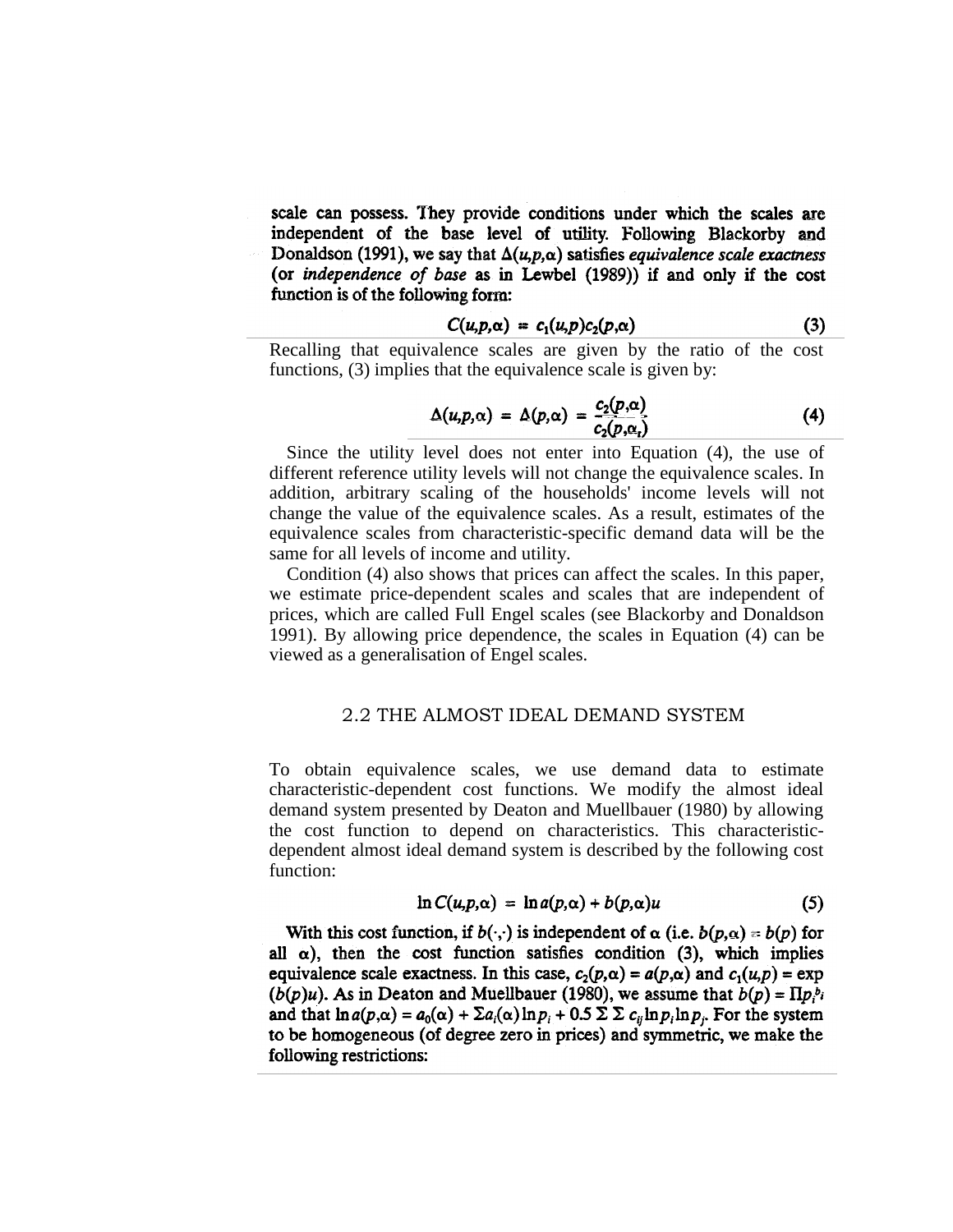scale can possess. They provide conditions under which the scales are independent of the base level of utility. Following Blackorby and Donaldson (1991), we say that $\Delta(u,p,\alpha)$ satisfies *equivalence scale exactness* (or *independence of base* as in Lewbel (1989)) if and only if the cost function is of the following form:

$$C(u,p,\alpha) = c_1(u,p)c_2(p,\alpha) \tag{3}$$

Recalling that equivalence scales are given by the ratio of the cost functions, (3) implies that the equivalence scale is given by:

$$\Delta(u,p,\alpha) = \Delta(p,\alpha) = \frac{c_2(p,\alpha)}{c_2(p,\alpha_r)} \tag{4}$$

Since the utility level does not enter into Equation (4), the use of different reference utility levels will not change the equivalence scales. In addition, arbitrary scaling of the households' income levels will not change the value of the equivalence scales. As a result, estimates of the equivalence scales from characteristic-specific demand data will be the same for all levels of income and utility.

Condition (4) also shows that prices can affect the scales. In this paper, we estimate price-dependent scales and scales that are independent of prices, which are called Full Engel scales (see Blackorby and Donaldson 1991). By allowing price dependence, the scales in Equation (4) can be viewed as a generalisation of Engel scales.

## 2.2 THE ALMOST IDEAL DEMAND SYSTEM

To obtain equivalence scales, we use demand data to estimate characteristic-dependent cost functions. We modify the almost ideal demand system presented by Deaton and Muellbauer (1980) by allowing the cost function to depend on characteristics. This characteristic-dependent almost ideal demand system is described by the following cost function:

$$\ln C(u,p,\alpha) = \ln a(p,\alpha) + b(p,\alpha)u \tag{5}$$

With this cost function, if $b(\cdot,\cdot)$ is independent of $\alpha$ (i.e. $b(p,\alpha) = b(p)$ for all $\alpha$), then the cost function satisfies condition (3), which implies equivalence scale exactness. In this case, $c_2(p,\alpha) = a(p,\alpha)$ and $c_1(u,p) = \exp(b(p)u)$. As in Deaton and Muellbauer (1980), we assume that $b(p) = \Pi p_i^{b_i}$ and that $\ln a(p,\alpha) = a_0(\alpha) + \Sigma a_i(\alpha)\ln p_i + 0.5 \Sigma \Sigma c_{ij} \ln p_i \ln p_j$. For the system to be homogeneous (of degree zero in prices) and symmetric, we make the following restrictions: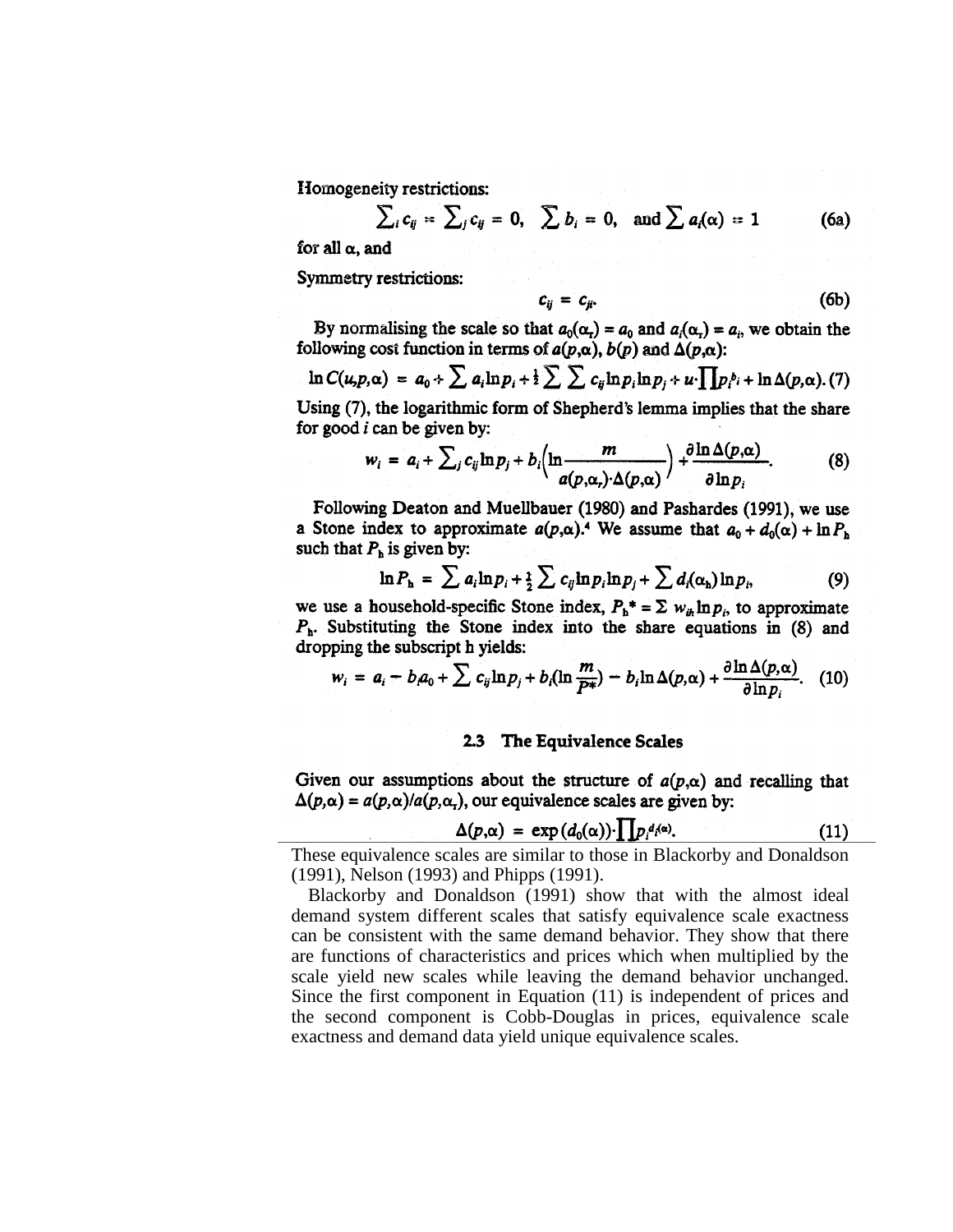Homogeneity restrictions:

$$\sum_i c_{ij} = \sum_j c_{ij} = 0, \quad \sum b_i = 0, \quad \text{and} \sum a_i(\alpha) = 1 \tag{6a}$$

for all $\alpha$, and

Symmetry restrictions:

$$c_{ij} = c_{ji}. \tag{6b}$$

By normalising the scale so that $a_0(\alpha_r) = a_0$ and $a_i(\alpha_r) = a_i$, we obtain the following cost function in terms of $a(p,\alpha)$, $b(p)$ and $\Delta(p,\alpha)$:

$$\ln C(u,p,\alpha) = a_0 + \sum a_i \ln p_i + \tfrac{1}{2} \sum \sum c_{ij} \ln p_i \ln p_j + u \cdot \prod p_i^{b_i} + \ln \Delta(p,\alpha). \tag{7}$$

Using (7), the logarithmic form of Shepherd's lemma implies that the share for good $i$ can be given by:

$$w_i = a_i + \sum_j c_{ij} \ln p_j + b_i \left( \ln \frac{m}{a(p,\alpha_r) \cdot \Delta(p,\alpha)} \right) + \frac{\partial \ln \Delta(p,\alpha)}{\partial \ln p_i}. \tag{8}$$

Following Deaton and Muellbauer (1980) and Pashardes (1991), we use a Stone index to approximate $a(p,\alpha)$.[4] We assume that $a_0 + d_0(\alpha) + \ln P_h$ such that $P_h$ is given by:

$$\ln P_h = \sum a_i \ln p_i + \tfrac{1}{2} \sum c_{ij} \ln p_i \ln p_j + \sum d_i(\alpha_h) \ln p_i, \tag{9}$$

we use a household-specific Stone index, $P_h^* = \Sigma\, w_{ih} \ln p_i$, to approximate $P_h$. Substituting the Stone index into the share equations in (8) and dropping the subscript h yields:

$$w_i = a_i - b_i a_0 + \sum c_{ij} \ln p_j + b_i (\ln \frac{m}{P^*}) - b_i \ln \Delta(p,\alpha) + \frac{\partial \ln \Delta(p,\alpha)}{\partial \ln p_i}. \tag{10}$$

### 2.3 The Equivalence Scales

Given our assumptions about the structure of $a(p,\alpha)$ and recalling that $\Delta(p,\alpha) = a(p,\alpha)/a(p,\alpha_r)$, our equivalence scales are given by:

$$\Delta(p,\alpha) = \exp(d_0(\alpha)) \cdot \prod p_i^{d_i(\alpha)}. \tag{11}$$

These equivalence scales are similar to those in Blackorby and Donaldson (1991), Nelson (1993) and Phipps (1991).

Blackorby and Donaldson (1991) show that with the almost ideal demand system different scales that satisfy equivalence scale exactness can be consistent with the same demand behavior. They show that there are functions of characteristics and prices which when multiplied by the scale yield new scales while leaving the demand behavior unchanged. Since the first component in Equation (11) is independent of prices and the second component is Cobb-Douglas in prices, equivalence scale exactness and demand data yield unique equivalence scales.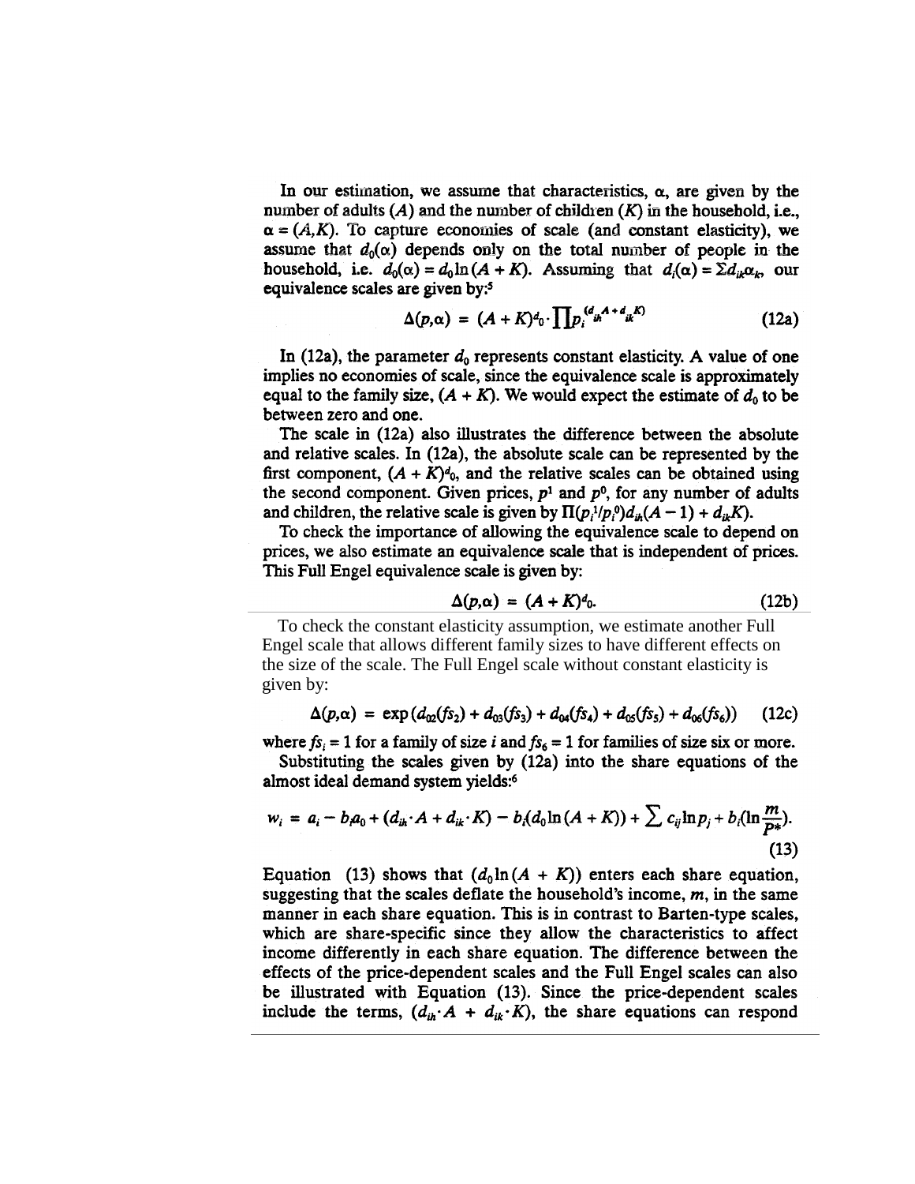In our estimation, we assume that characteristics, $\alpha$, are given by the number of adults ($A$) and the number of children ($K$) in the household, i.e., $\alpha = (A,K)$. To capture economies of scale (and constant elasticity), we assume that $d_0(\alpha)$ depends only on the total number of people in the household, i.e. $d_0(\alpha) = d_0 \ln(A + K)$. Assuming that $d_i(\alpha) = \Sigma d_{ik}\alpha_k$, our equivalence scales are given by:[5]

$$\Delta(p,\alpha) = (A + K)^{d_0} \cdot \prod p_i^{(d_{ih}A + d_{ik}K)} \tag{12a}$$

In (12a), the parameter $d_0$ represents constant elasticity. A value of one implies no economies of scale, since the equivalence scale is approximately equal to the family size, $(A + K)$. We would expect the estimate of $d_0$ to be between zero and one.

The scale in (12a) also illustrates the difference between the absolute and relative scales. In (12a), the absolute scale can be represented by the first component, $(A + K)^{d_0}$, and the relative scales can be obtained using the second component. Given prices, $p^1$ and $p^0$, for any number of adults and children, the relative scale is given by $\Pi(p_i^1/p_i^0)d_{ih}(A - 1) + d_{ik}K)$.

To check the importance of allowing the equivalence scale to depend on prices, we also estimate an equivalence scale that is independent of prices. This Full Engel equivalence scale is given by:

$$\Delta(p,\alpha) = (A + K)^{d_0}. \tag{12b}$$

To check the constant elasticity assumption, we estimate another Full Engel scale that allows different family sizes to have different effects on the size of the scale. The Full Engel scale without constant elasticity is given by:

$$\Delta(p,\alpha) = \exp\left(d_{02}(fs_2) + d_{03}(fs_3) + d_{04}(fs_4) + d_{05}(fs_5) + d_{06}(fs_6)\right) \tag{12c}$$

where $fs_i = 1$ for a family of size $i$ and $fs_6 = 1$ for families of size six or more.

Substituting the scales given by (12a) into the share equations of the almost ideal demand system yields:[6]

$$w_i = a_i - b_i a_0 + (d_{ih} \cdot A + d_{ik} \cdot K) - b_i(d_0 \ln(A + K)) + \sum c_{ij} \ln p_j + b_i(\ln \frac{m}{p*}). \tag{13}$$

Equation (13) shows that $(d_0 \ln(A + K))$ enters each share equation, suggesting that the scales deflate the household's income, $m$, in the same manner in each share equation. This is in contrast to Barten-type scales, which are share-specific since they allow the characteristics to affect income differently in each share equation. The difference between the effects of the price-dependent scales and the Full Engel scales can also be illustrated with Equation (13). Since the price-dependent scales include the terms, $(d_{ih} \cdot A + d_{ik} \cdot K)$, the share equations can respond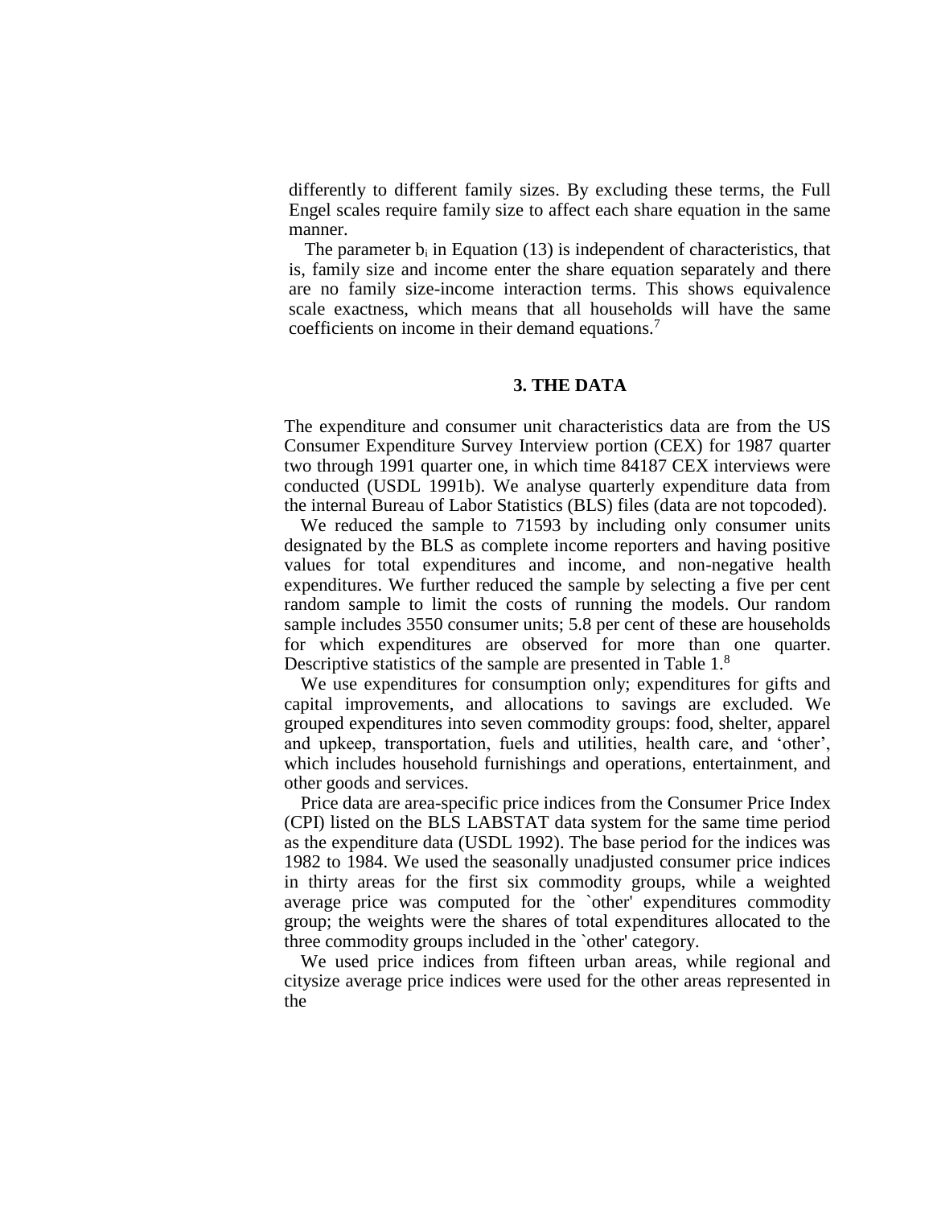differently to different family sizes. By excluding these terms, the Full Engel scales require family size to affect each share equation in the same manner.

The parameter $b_i$ in Equation (13) is independent of characteristics, that is, family size and income enter the share equation separately and there are no family size-income interaction terms. This shows equivalence scale exactness, which means that all households will have the same coefficients on income in their demand equations.[7]

## 3. THE DATA

The expenditure and consumer unit characteristics data are from the US Consumer Expenditure Survey Interview portion (CEX) for 1987 quarter two through 1991 quarter one, in which time 84187 CEX interviews were conducted (USDL 1991b). We analyse quarterly expenditure data from the internal Bureau of Labor Statistics (BLS) files (data are not topcoded).

We reduced the sample to 71593 by including only consumer units designated by the BLS as complete income reporters and having positive values for total expenditures and income, and non-negative health expenditures. We further reduced the sample by selecting a five per cent random sample to limit the costs of running the models. Our random sample includes 3550 consumer units; 5.8 per cent of these are households for which expenditures are observed for more than one quarter. Descriptive statistics of the sample are presented in Table 1.[8]

We use expenditures for consumption only; expenditures for gifts and capital improvements, and allocations to savings are excluded. We grouped expenditures into seven commodity groups: food, shelter, apparel and upkeep, transportation, fuels and utilities, health care, and 'other', which includes household furnishings and operations, entertainment, and other goods and services.

Price data are area-specific price indices from the Consumer Price Index (CPI) listed on the BLS LABSTAT data system for the same time period as the expenditure data (USDL 1992). The base period for the indices was 1982 to 1984. We used the seasonally unadjusted consumer price indices in thirty areas for the first six commodity groups, while a weighted average price was computed for the `other' expenditures commodity group; the weights were the shares of total expenditures allocated to the three commodity groups included in the `other' category.

We used price indices from fifteen urban areas, while regional and citysize average price indices were used for the other areas represented in the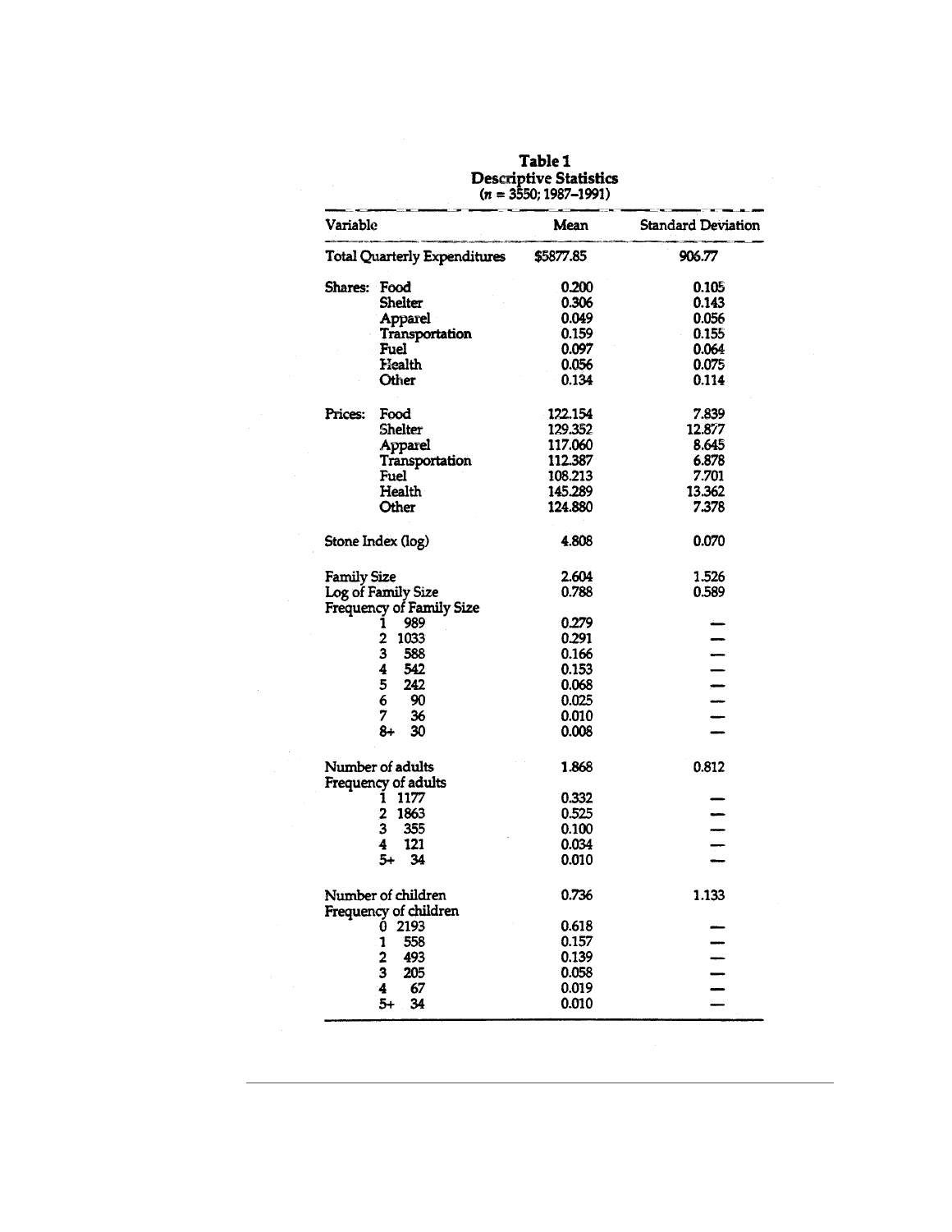**Table 1**
**Descriptive Statistics**
($n$ = 3550; 1987–1991)

| Variable | | Mean | Standard Deviation |
|---|---|---|---|
| Total Quarterly Expenditures | | $5877.85 | 906.77 |
| Shares: | Food | 0.200 | 0.105 |
| | Shelter | 0.306 | 0.143 |
| | Apparel | 0.049 | 0.056 |
| | Transportation | 0.159 | 0.155 |
| | Fuel | 0.097 | 0.064 |
| | Health | 0.056 | 0.075 |
| | Other | 0.134 | 0.114 |
| Prices: | Food | 122.154 | 7.839 |
| | Shelter | 129.352 | 12.877 |
| | Apparel | 117.060 | 8.645 |
| | Transportation | 112.387 | 6.878 |
| | Fuel | 108.213 | 7.701 |
| | Health | 145.289 | 13.362 |
| | Other | 124.880 | 7.378 |
| Stone Index (log) | | 4.808 | 0.070 |
| Family Size | | 2.604 | 1.526 |
| Log of Family Size | | 0.788 | 0.589 |
| Frequency of Family Size | | | |
| 1 | 989 | 0.279 | — |
| 2 | 1033 | 0.291 | — |
| 3 | 588 | 0.166 | — |
| 4 | 542 | 0.153 | — |
| 5 | 242 | 0.068 | — |
| 6 | 90 | 0.025 | — |
| 7 | 36 | 0.010 | — |
| 8+ | 30 | 0.008 | — |
| Number of adults | | 1.868 | 0.812 |
| Frequency of adults | | | |
| 1 | 1177 | 0.332 | — |
| 2 | 1863 | 0.525 | — |
| 3 | 355 | 0.100 | — |
| 4 | 121 | 0.034 | — |
| 5+ | 34 | 0.010 | — |
| Number of children | | 0.736 | 1.133 |
| Frequency of children | | | |
| 0 | 2193 | 0.618 | — |
| 1 | 558 | 0.157 | — |
| 2 | 493 | 0.139 | — |
| 3 | 205 | 0.058 | — |
| 4 | 67 | 0.019 | — |
| 5+ | 34 | 0.010 | — |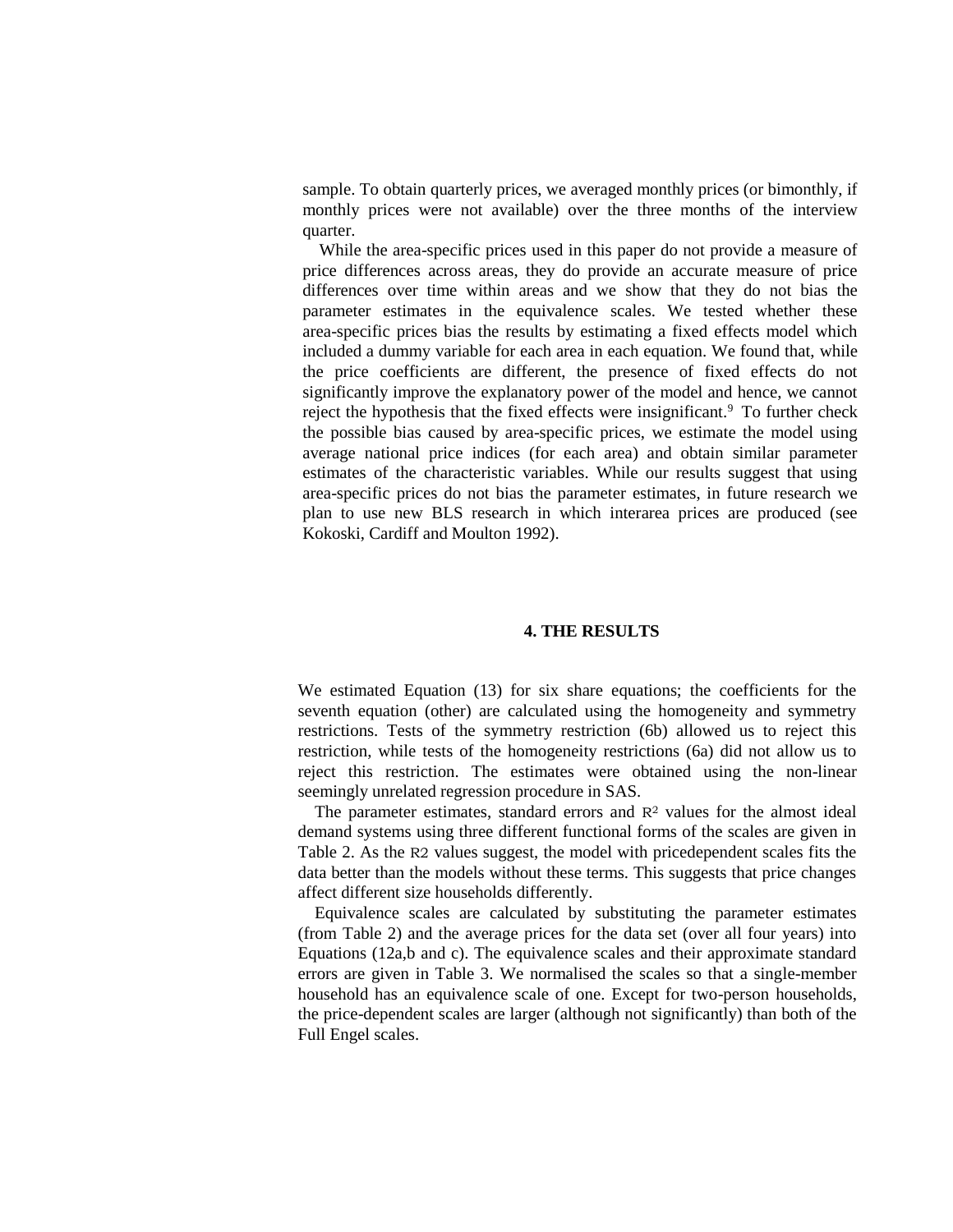sample. To obtain quarterly prices, we averaged monthly prices (or bimonthly, if monthly prices were not available) over the three months of the interview quarter.

While the area-specific prices used in this paper do not provide a measure of price differences across areas, they do provide an accurate measure of price differences over time within areas and we show that they do not bias the parameter estimates in the equivalence scales. We tested whether these area-specific prices bias the results by estimating a fixed effects model which included a dummy variable for each area in each equation. We found that, while the price coefficients are different, the presence of fixed effects do not significantly improve the explanatory power of the model and hence, we cannot reject the hypothesis that the fixed effects were insignificant.[9] To further check the possible bias caused by area-specific prices, we estimate the model using average national price indices (for each area) and obtain similar parameter estimates of the characteristic variables. While our results suggest that using area-specific prices do not bias the parameter estimates, in future research we plan to use new BLS research in which interarea prices are produced (see Kokoski, Cardiff and Moulton 1992).

## 4. THE RESULTS

We estimated Equation (13) for six share equations; the coefficients for the seventh equation (other) are calculated using the homogeneity and symmetry restrictions. Tests of the symmetry restriction (6b) allowed us to reject this restriction, while tests of the homogeneity restrictions (6a) did not allow us to reject this restriction. The estimates were obtained using the non-linear seemingly unrelated regression procedure in SAS.

The parameter estimates, standard errors and $R^2$ values for the almost ideal demand systems using three different functional forms of the scales are given in Table 2. As the $R2$ values suggest, the model with pricedependent scales fits the data better than the models without these terms. This suggests that price changes affect different size households differently.

Equivalence scales are calculated by substituting the parameter estimates (from Table 2) and the average prices for the data set (over all four years) into Equations (12a,b and c). The equivalence scales and their approximate standard errors are given in Table 3. We normalised the scales so that a single-member household has an equivalence scale of one. Except for two-person households, the price-dependent scales are larger (although not significantly) than both of the Full Engel scales.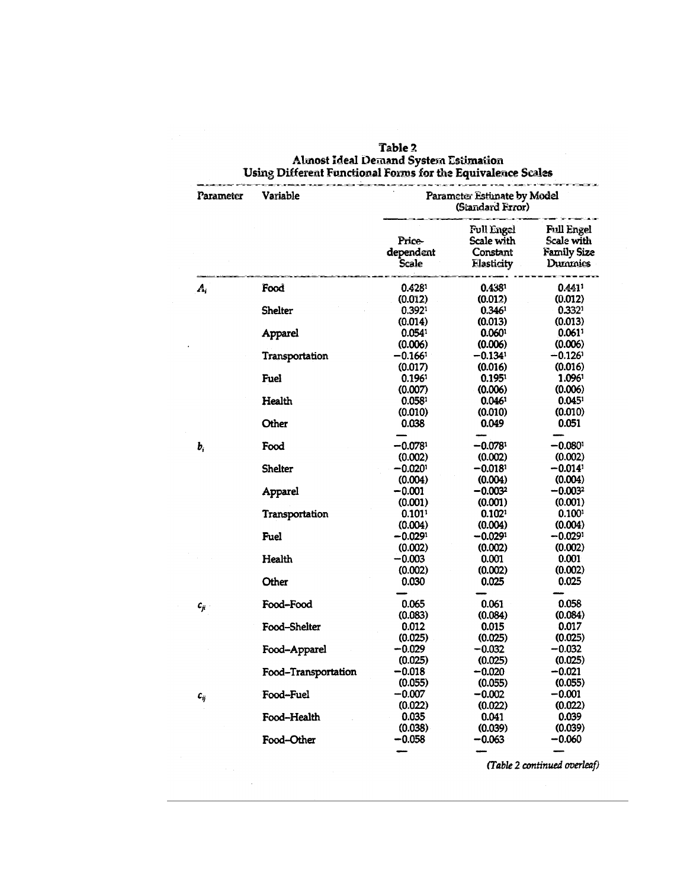## Table 2
## Almost Ideal Demand System Estimation Using Different Functional Forms for the Equivalence Scales

| Parameter | Variable | Price-dependent Scale | Full Engel Scale with Constant Elasticity | Full Engel Scale with Family Size Dummies |
|---|---|---|---|---|
| | | Parameter Estimate by Model (Standard Error) | | |
| $A_i$ | Food | 0.428[1] | 0.438[1] | 0.441[1] |
| | | (0.012) | (0.012) | (0.012) |
| | Shelter | 0.392[1] | 0.346[1] | 0.332[1] |
| | | (0.014) | (0.013) | (0.013) |
| | Apparel | 0.054[1] | 0.060[1] | 0.061[1] |
| | | (0.006) | (0.006) | (0.006) |
| | Transportation | −0.166[1] | −0.134[1] | −0.126[1] |
| | | (0.017) | (0.016) | (0.016) |
| | Fuel | 0.196[1] | 0.195[1] | 1.096[1] |
| | | (0.007) | (0.006) | (0.006) |
| | Health | 0.058[1] | 0.046[1] | 0.045[1] |
| | | (0.010) | (0.010) | (0.010) |
| | Other | 0.038 | 0.049 | 0.051 |
| | | — | — | — |
| $b_i$ | Food | −0.078[1] | −0.078[1] | −0.080[1] |
| | | (0.002) | (0.002) | (0.002) |
| | Shelter | −0.020[1] | −0.018[1] | −0.014[1] |
| | | (0.004) | (0.004) | (0.004) |
| | Apparel | −0.001 | −0.003[2] | −0.003[2] |
| | | (0.001) | (0.001) | (0.001) |
| | Transportation | 0.101[1] | 0.102[1] | 0.100[1] |
| | | (0.004) | (0.004) | (0.004) |
| | Fuel | −0.029[1] | −0.029[1] | −0.029[1] |
| | | (0.002) | (0.002) | (0.002) |
| | Health | −0.003 | 0.001 | 0.001 |
| | | (0.002) | (0.002) | (0.002) |
| | Other | 0.030 | 0.025 | 0.025 |
| | | — | — | — |
| $c_{ji}$ | Food–Food | 0.065 | 0.061 | 0.058 |
| | | (0.083) | (0.084) | (0.084) |
| | Food–Shelter | 0.012 | 0.015 | 0.017 |
| | | (0.025) | (0.025) | (0.025) |
| | Food–Apparel | −0.029 | −0.032 | −0.032 |
| | | (0.025) | (0.025) | (0.025) |
| | Food–Transportation | −0.018 | −0.020 | −0.021 |
| | | (0.055) | (0.055) | (0.055) |
| $c_{ij}$ | Food–Fuel | −0.007 | −0.002 | −0.001 |
| | | (0.022) | (0.022) | (0.022) |
| | Food–Health | 0.035 | 0.041 | 0.039 |
| | | (0.038) | (0.039) | (0.039) |
| | Food–Other | −0.058 | −0.063 | −0.060 |
| | | — | — | — |

*(Table 2 continued overleaf)*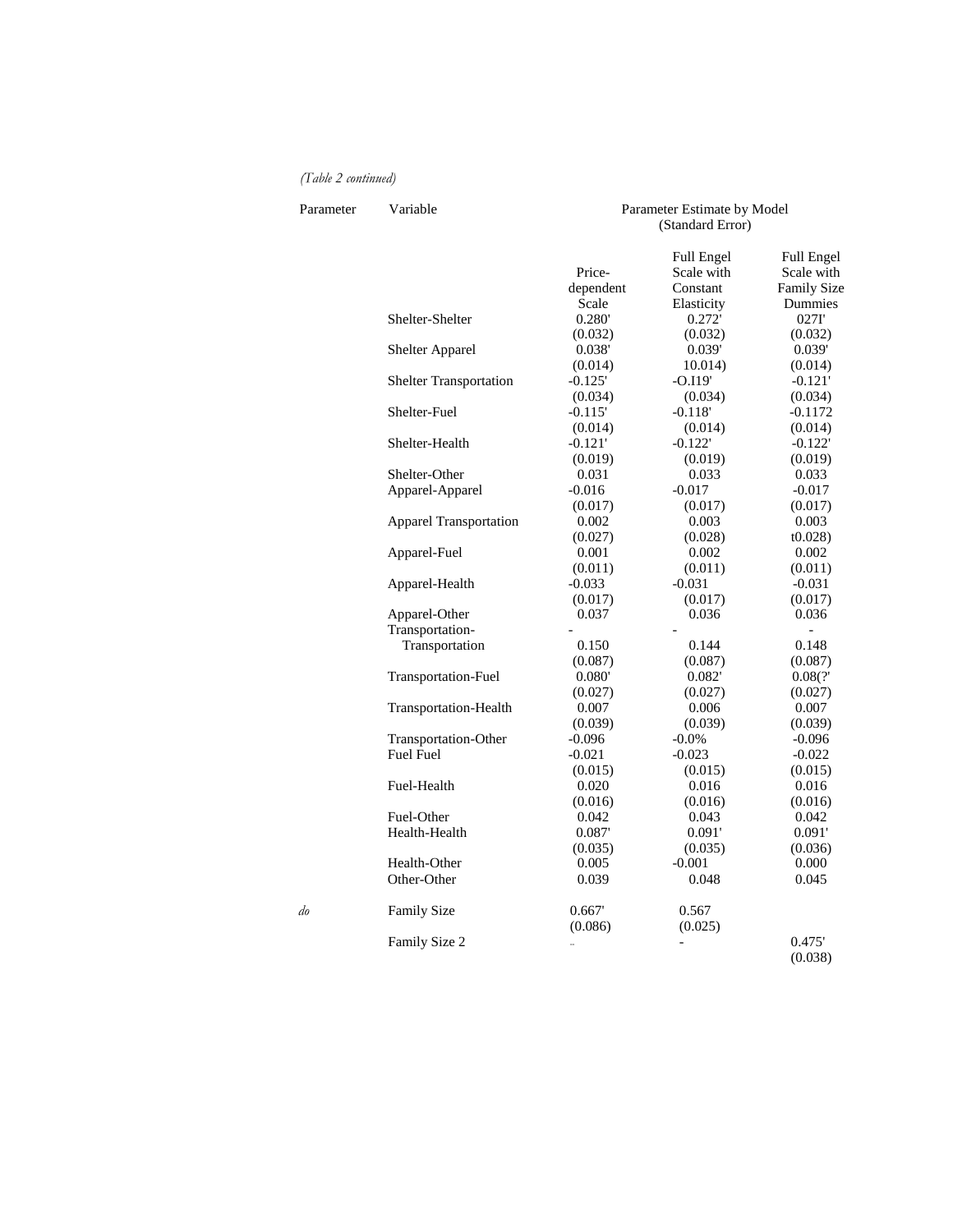*(Table 2 continued)*

| Parameter | Variable | Parameter Estimate by Model (Standard Error) | | |
|---|---|---|---|---|
| | | Price-dependent Scale | Full Engel Scale with Constant Elasticity | Full Engel Scale with Family Size Dummies |
| | Shelter-Shelter | 0.280' | 0.272' | 027I' |
| | | (0.032) | (0.032) | (0.032) |
| | Shelter Apparel | 0.038' | 0.039' | 0.039' |
| | | (0.014) | 10.014) | (0.014) |
| | Shelter Transportation | -0.125' | -O.I19' | -0.121' |
| | | (0.034) | (0.034) | (0.034) |
| | Shelter-Fuel | -0.115' | -0.118' | -0.1172 |
| | | (0.014) | (0.014) | (0.014) |
| | Shelter-Health | -0.121' | -0.122' | -0.122' |
| | | (0.019) | (0.019) | (0.019) |
| | Shelter-Other | 0.031 | 0.033 | 0.033 |
| | Apparel-Apparel | -0.016 | -0.017 | -0.017 |
| | | (0.017) | (0.017) | (0.017) |
| | Apparel Transportation | 0.002 | 0.003 | 0.003 |
| | | (0.027) | (0.028) | t0.028) |
| | Apparel-Fuel | 0.001 | 0.002 | 0.002 |
| | | (0.011) | (0.011) | (0.011) |
| | Apparel-Health | -0.033 | -0.031 | -0.031 |
| | | (0.017) | (0.017) | (0.017) |
| | Apparel-Other | 0.037 | 0.036 | 0.036 |
| | Transportation-Transportation | 0.150 | 0.144 | 0.148 |
| | | (0.087) | (0.087) | (0.087) |
| | Transportation-Fuel | 0.080' | 0.082' | 0.08(?' |
| | | (0.027) | (0.027) | (0.027) |
| | Transportation-Health | 0.007 | 0.006 | 0.007 |
| | | (0.039) | (0.039) | (0.039) |
| | Transportation-Other | -0.096 | -0.0% | -0.096 |
| | Fuel Fuel | -0.021 | -0.023 | -0.022 |
| | | (0.015) | (0.015) | (0.015) |
| | Fuel-Health | 0.020 | 0.016 | 0.016 |
| | | (0.016) | (0.016) | (0.016) |
| | Fuel-Other | 0.042 | 0.043 | 0.042 |
| | Health-Health | 0.087' | 0.091' | 0.091' |
| | | (0.035) | (0.035) | (0.036) |
| | Health-Other | 0.005 | -0.001 | 0.000 |
| | Other-Other | 0.039 | 0.048 | 0.045 |
| *do* | Family Size | 0.667' | 0.567 | |
| | | (0.086) | (0.025) | |
| | Family Size 2 | -- | - | 0.475' |
| | | | | (0.038) |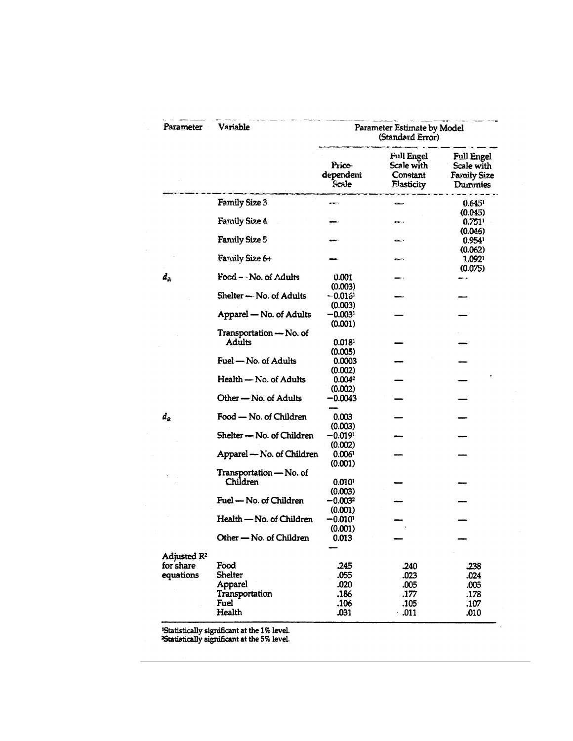| Parameter | Variable | Parameter Estimate by Model (Standard Error) | | |
|---|---|---|---|---|
| | | Price-dependent Scale | Full Engel Scale with Constant Elasticity | Full Engel Scale with Family Size Dummies |
| | Family Size 3 | — | — | 0.645[1] (0.045) |
| | Family Size 4 | — | — | 0.751[1] (0.046) |
| | Family Size 5 | — | — | 0.954[1] (0.062) |
| | Family Size 6+ | — | — | 1.092[1] (0.075) |
| $d_{ik}$ | Food — No. of Adults | 0.001 (0.003) | — | — |
| | Shelter — No. of Adults | −0.016[1] (0.003) | — | — |
| | Apparel — No. of Adults | −0.003[1] (0.001) | — | — |
| | Transportation — No. of Adults | 0.018[1] (0.005) | — | — |
| | Fuel — No. of Adults | 0.0003 (0.002) | — | — |
| | Health — No. of Adults | 0.004[2] (0.002) | — | — |
| | Other — No. of Adults | −0.0043 — | — | — |
| $d_{ik}$ | Food — No. of Children | 0.003 (0.003) | — | — |
| | Shelter — No. of Children | −0.019[1] (0.002) | — | — |
| | Apparel — No. of Children | 0.006[1] (0.001) | — | — |
| | Transportation — No. of Children | 0.010[1] (0.003) | — | — |
| | Fuel — No. of Children | −0.003[2] (0.001) | — | — |
| | Health — No. of Children | −0.010[1] (0.001) | — | — |
| | Other — No. of Children | 0.013 — | — | — |
| Adjusted $R^2$ for share equations | Food | .245 | .240 | .238 |
| | Shelter | .055 | .023 | .024 |
| | Apparel | .020 | .005 | .005 |
| | Transportation | .186 | .177 | .178 |
| | Fuel | .106 | .105 | .107 |
| | Health | .031 | .011 | .010 |

[1]Statistically significant at the 1% level.
[2]Statistically significant at the 5% level.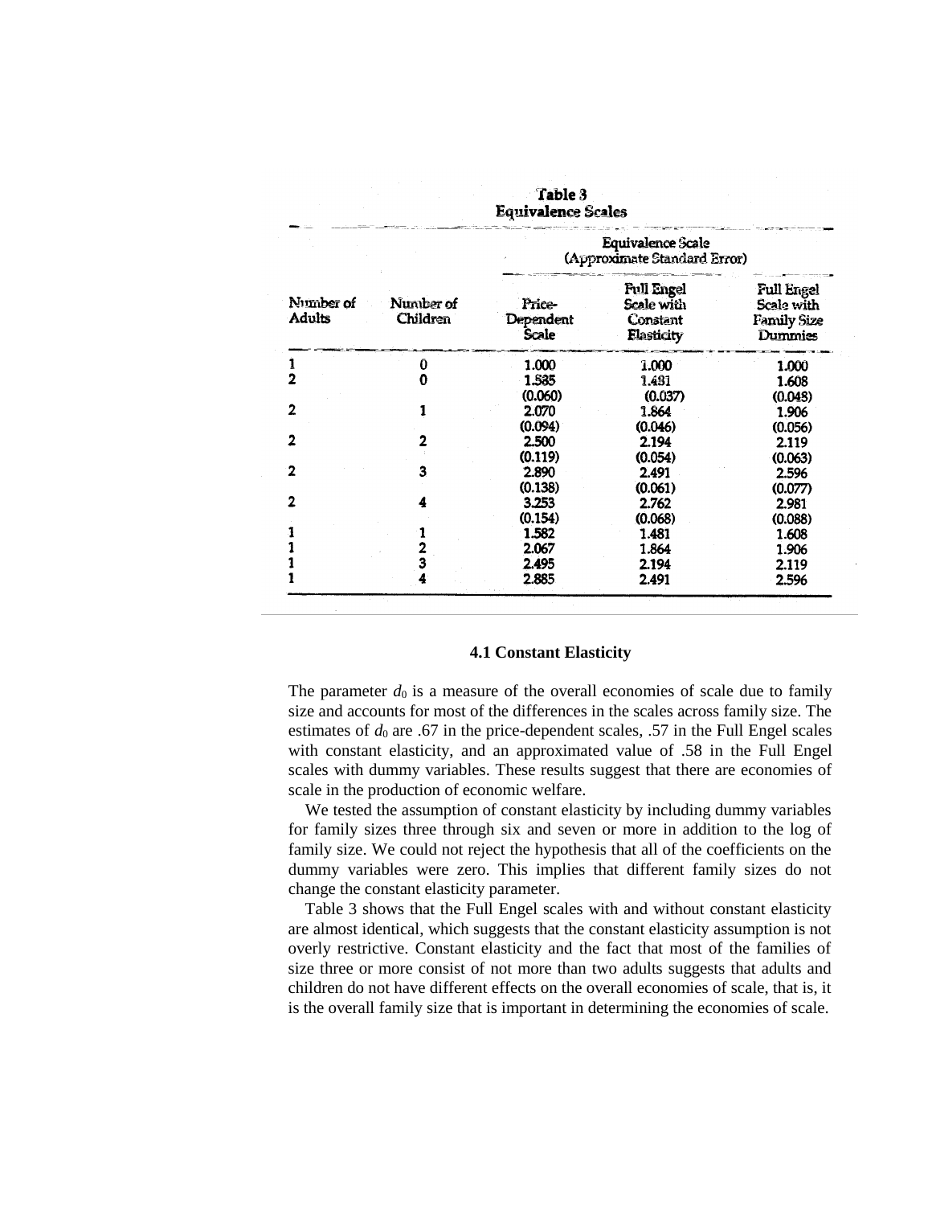**Table 3**
**Equivalence Scales**

| Number of Adults | Number of Children | Equivalence Scale (Approximate Standard Error) | | |
|---|---|---|---|---|
| | | Price-Dependent Scale | Full Engel Scale with Constant Elasticity | Full Engel Scale with Family Size Dummies |
| 1 | 0 | 1.000 | 1.000 | 1.000 |
| 2 | 0 | 1.535 (0.060) | 1.481 (0.037) | 1.608 (0.048) |
| 2 | 1 | 2.070 (0.094) | 1.864 (0.046) | 1.906 (0.056) |
| 2 | 2 | 2.500 (0.119) | 2.194 (0.054) | 2.119 (0.063) |
| 2 | 3 | 2.890 (0.138) | 2.491 (0.061) | 2.596 (0.077) |
| 2 | 4 | 3.253 (0.154) | 2.762 (0.068) | 2.981 (0.088) |
| 1 | 1 | 1.582 | 1.481 | 1.608 |
| 1 | 2 | 2.067 | 1.864 | 1.906 |
| 1 | 3 | 2.495 | 2.194 | 2.119 |
| 1 | 4 | 2.885 | 2.491 | 2.596 |

### 4.1 Constant Elasticity

The parameter $d_0$ is a measure of the overall economies of scale due to family size and accounts for most of the differences in the scales across family size. The estimates of $d_0$ are .67 in the price-dependent scales, .57 in the Full Engel scales with constant elasticity, and an approximated value of .58 in the Full Engel scales with dummy variables. These results suggest that there are economies of scale in the production of economic welfare.

We tested the assumption of constant elasticity by including dummy variables for family sizes three through six and seven or more in addition to the log of family size. We could not reject the hypothesis that all of the coefficients on the dummy variables were zero. This implies that different family sizes do not change the constant elasticity parameter.

Table 3 shows that the Full Engel scales with and without constant elasticity are almost identical, which suggests that the constant elasticity assumption is not overly restrictive. Constant elasticity and the fact that most of the families of size three or more consist of not more than two adults suggests that adults and children do not have different effects on the overall economies of scale, that is, it is the overall family size that is important in determining the economies of scale.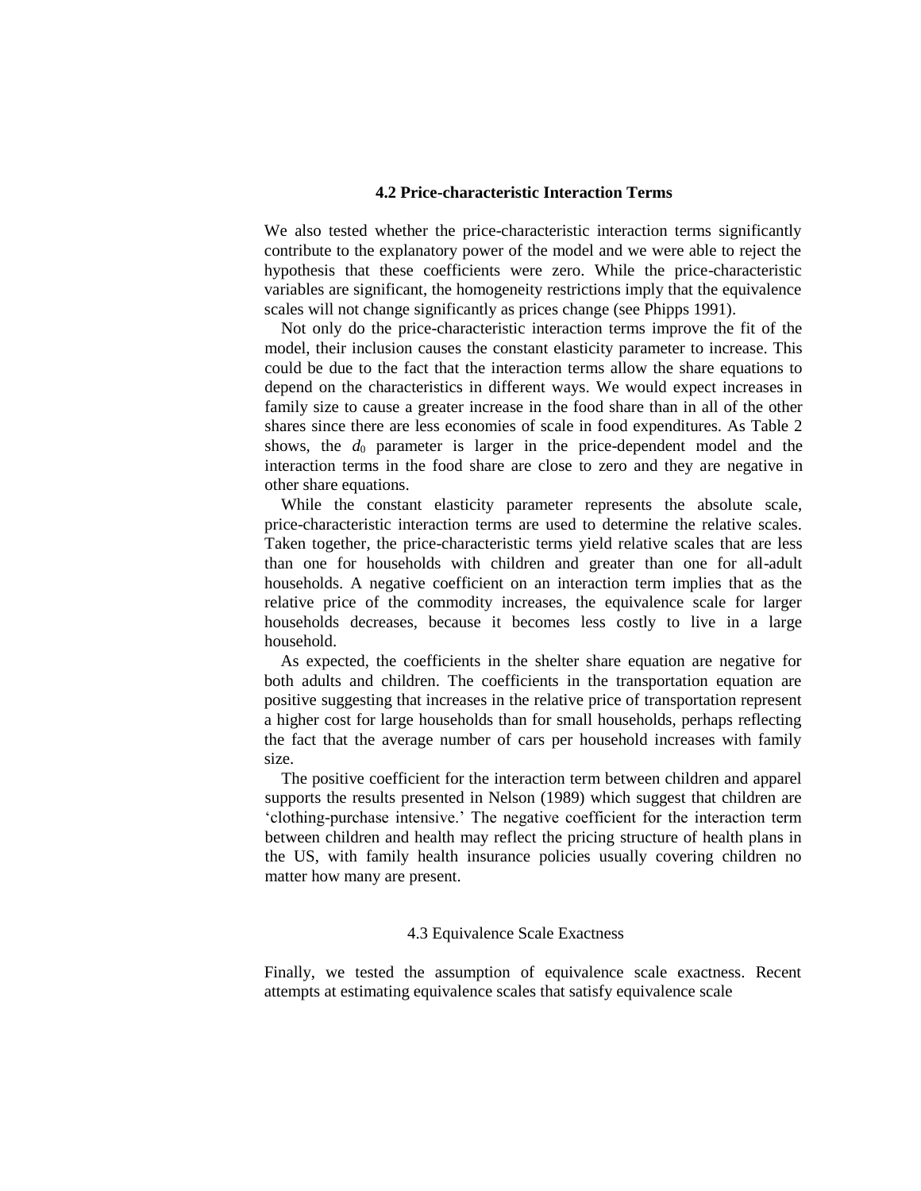### 4.2 Price-characteristic Interaction Terms

We also tested whether the price-characteristic interaction terms significantly contribute to the explanatory power of the model and we were able to reject the hypothesis that these coefficients were zero. While the price-characteristic variables are significant, the homogeneity restrictions imply that the equivalence scales will not change significantly as prices change (see Phipps 1991).

Not only do the price-characteristic interaction terms improve the fit of the model, their inclusion causes the constant elasticity parameter to increase. This could be due to the fact that the interaction terms allow the share equations to depend on the characteristics in different ways. We would expect increases in family size to cause a greater increase in the food share than in all of the other shares since there are less economies of scale in food expenditures. As Table 2 shows, the $d_0$ parameter is larger in the price-dependent model and the interaction terms in the food share are close to zero and they are negative in other share equations.

While the constant elasticity parameter represents the absolute scale, price-characteristic interaction terms are used to determine the relative scales. Taken together, the price-characteristic terms yield relative scales that are less than one for households with children and greater than one for all-adult households. A negative coefficient on an interaction term implies that as the relative price of the commodity increases, the equivalence scale for larger households decreases, because it becomes less costly to live in a large household.

As expected, the coefficients in the shelter share equation are negative for both adults and children. The coefficients in the transportation equation are positive suggesting that increases in the relative price of transportation represent a higher cost for large households than for small households, perhaps reflecting the fact that the average number of cars per household increases with family size.

The positive coefficient for the interaction term between children and apparel supports the results presented in Nelson (1989) which suggest that children are 'clothing-purchase intensive.' The negative coefficient for the interaction term between children and health may reflect the pricing structure of health plans in the US, with family health insurance policies usually covering children no matter how many are present.

### 4.3 Equivalence Scale Exactness

Finally, we tested the assumption of equivalence scale exactness. Recent attempts at estimating equivalence scales that satisfy equivalence scale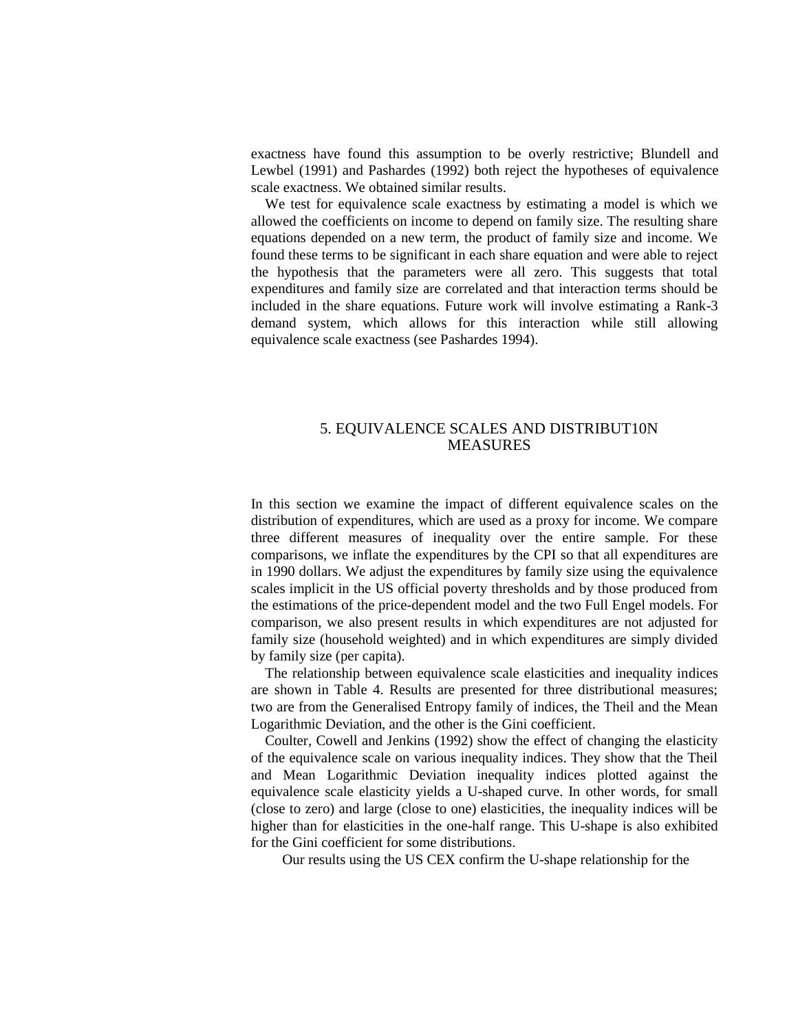exactness have found this assumption to be overly restrictive; Blundell and Lewbel (1991) and Pashardes (1992) both reject the hypotheses of equivalence scale exactness. We obtained similar results.

We test for equivalence scale exactness by estimating a model is which we allowed the coefficients on income to depend on family size. The resulting share equations depended on a new term, the product of family size and income. We found these terms to be significant in each share equation and were able to reject the hypothesis that the parameters were all zero. This suggests that total expenditures and family size are correlated and that interaction terms should be included in the share equations. Future work will involve estimating a Rank-3 demand system, which allows for this interaction while still allowing equivalence scale exactness (see Pashardes 1994).

## 5. EQUIVALENCE SCALES AND DISTRIBUT10N MEASURES

In this section we examine the impact of different equivalence scales on the distribution of expenditures, which are used as a proxy for income. We compare three different measures of inequality over the entire sample. For these comparisons, we inflate the expenditures by the CPI so that all expenditures are in 1990 dollars. We adjust the expenditures by family size using the equivalence scales implicit in the US official poverty thresholds and by those produced from the estimations of the price-dependent model and the two Full Engel models. For comparison, we also present results in which expenditures are not adjusted for family size (household weighted) and in which expenditures are simply divided by family size (per capita).

The relationship between equivalence scale elasticities and inequality indices are shown in Table 4. Results are presented for three distributional measures; two are from the Generalised Entropy family of indices, the Theil and the Mean Logarithmic Deviation, and the other is the Gini coefficient.

Coulter, Cowell and Jenkins (1992) show the effect of changing the elasticity of the equivalence scale on various inequality indices. They show that the Theil and Mean Logarithmic Deviation inequality indices plotted against the equivalence scale elasticity yields a U-shaped curve. In other words, for small (close to zero) and large (close to one) elasticities, the inequality indices will be higher than for elasticities in the one-half range. This U-shape is also exhibited for the Gini coefficient for some distributions.

Our results using the US CEX confirm the U-shape relationship for the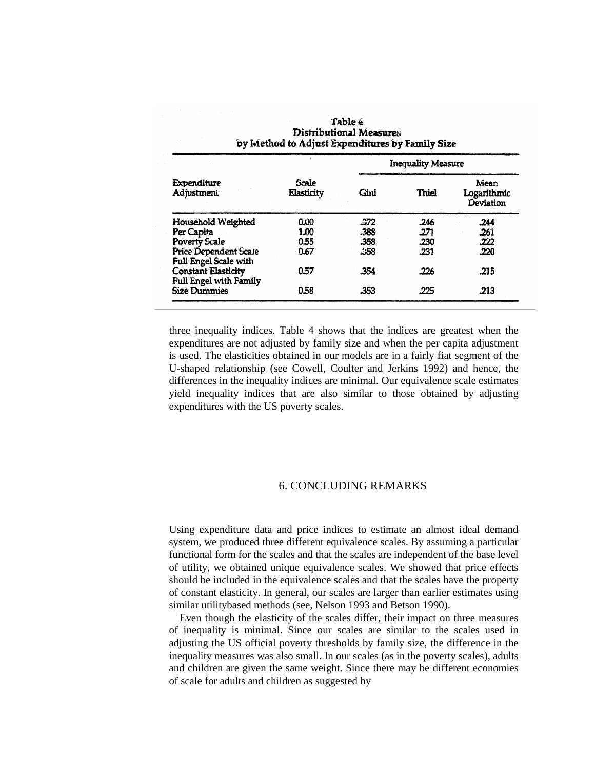Table 4
Distributional Measures
by Method to Adjust Expenditures by Family Size

| Expenditure Adjustment | Scale Elasticity | Inequality Measure | | |
|---|---|---|---|---|
| | | Gini | Thiel | Mean Logarithmic Deviation |
| Household Weighted | 0.00 | .372 | .246 | .244 |
| Per Capita | 1.00 | .388 | .271 | .261 |
| Poverty Scale | 0.55 | .358 | .230 | .222 |
| Price Dependent Scale | 0.67 | .358 | .231 | .220 |
| Full Engel Scale with Constant Elasticity | 0.57 | .354 | .226 | .215 |
| Full Engel with Family Size Dummies | 0.58 | .353 | .225 | .213 |

three inequality indices. Table 4 shows that the indices are greatest when the expenditures are not adjusted by family size and when the per capita adjustment is used. The elasticities obtained in our models are in a fairly fiat segment of the U-shaped relationship (see Cowell, Coulter and Jerkins 1992) and hence, the differences in the inequality indices are minimal. Our equivalence scale estimates yield inequality indices that are also similar to those obtained by adjusting expenditures with the US poverty scales.

## 6. CONCLUDING REMARKS

Using expenditure data and price indices to estimate an almost ideal demand system, we produced three different equivalence scales. By assuming a particular functional form for the scales and that the scales are independent of the base level of utility, we obtained unique equivalence scales. We showed that price effects should be included in the equivalence scales and that the scales have the property of constant elasticity. In general, our scales are larger than earlier estimates using similar utilitybased methods (see, Nelson 1993 and Betson 1990).

Even though the elasticity of the scales differ, their impact on three measures of inequality is minimal. Since our scales are similar to the scales used in adjusting the US official poverty thresholds by family size, the difference in the inequality measures was also small. In our scales (as in the poverty scales), adults and children are given the same weight. Since there may be different economies of scale for adults and children as suggested by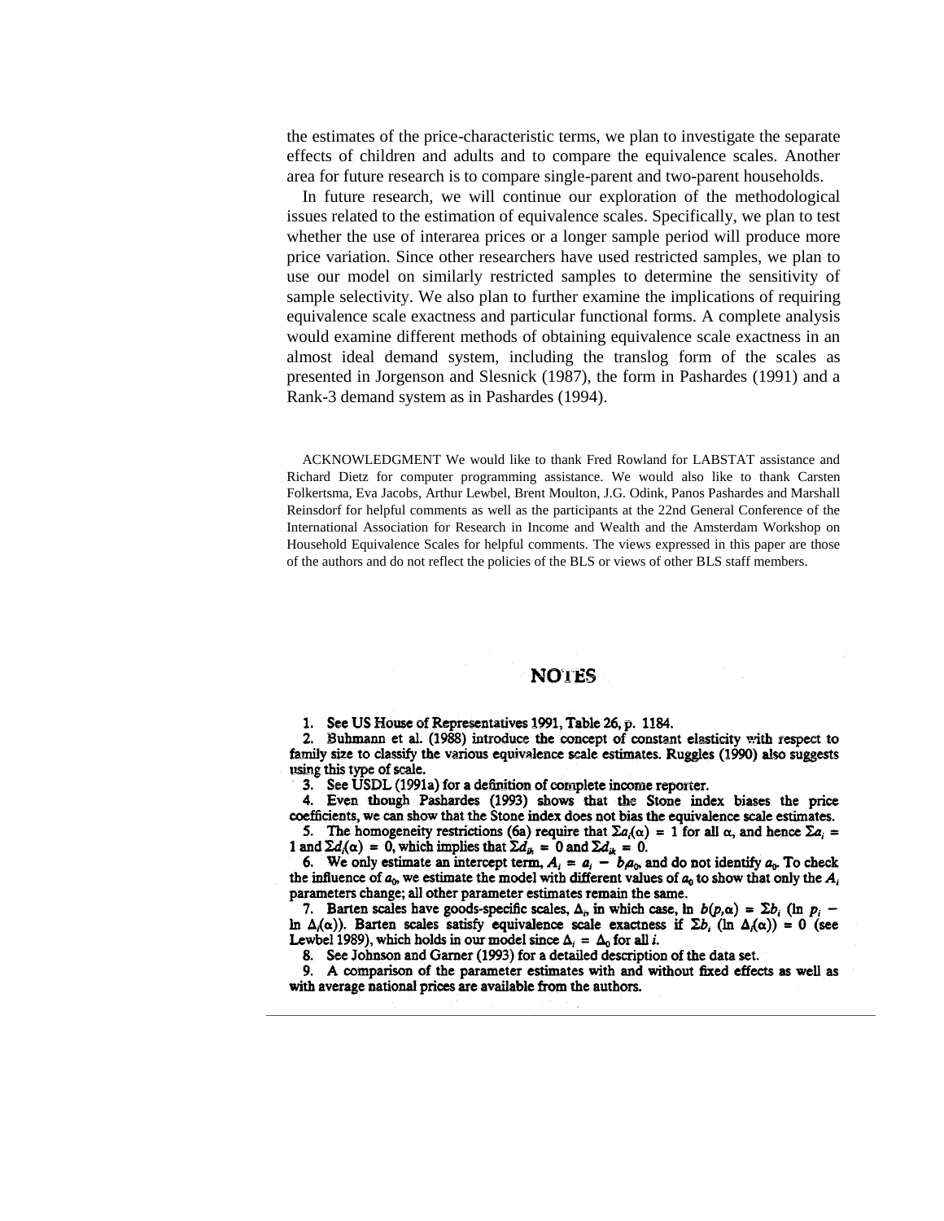the estimates of the price-characteristic terms, we plan to investigate the separate effects of children and adults and to compare the equivalence scales. Another area for future research is to compare single-parent and two-parent households.

In future research, we will continue our exploration of the methodological issues related to the estimation of equivalence scales. Specifically, we plan to test whether the use of interarea prices or a longer sample period will produce more price variation. Since other researchers have used restricted samples, we plan to use our model on similarly restricted samples to determine the sensitivity of sample selectivity. We also plan to further examine the implications of requiring equivalence scale exactness and particular functional forms. A complete analysis would examine different methods of obtaining equivalence scale exactness in an almost ideal demand system, including the translog form of the scales as presented in Jorgenson and Slesnick (1987), the form in Pashardes (1991) and a Rank-3 demand system as in Pashardes (1994).

ACKNOWLEDGMENT We would like to thank Fred Rowland for LABSTAT assistance and Richard Dietz for computer programming assistance. We would also like to thank Carsten Folkertsma, Eva Jacobs, Arthur Lewbel, Brent Moulton, J.G. Odink, Panos Pashardes and Marshall Reinsdorf for helpful comments as well as the participants at the 22nd General Conference of the International Association for Research in Income and Wealth and the Amsterdam Workshop on Household Equivalence Scales for helpful comments. The views expressed in this paper are those of the authors and do not reflect the policies of the BLS or views of other BLS staff members.

## NOTES

1. See US House of Representatives 1991, Table 26, p. 1184.
2. Buhmann et al. (1988) introduce the concept of constant elasticity with respect to family size to classify the various equivalence scale estimates. Ruggles (1990) also suggests using this type of scale.
3. See USDL (1991a) for a definition of complete income reporter.
4. Even though Pashardes (1993) shows that the Stone index biases the price coefficients, we can show that the Stone index does not bias the equivalence scale estimates.
5. The homogeneity restrictions (6a) require that $\Sigma a_i(\alpha) = 1$ for all $\alpha$, and hence $\Sigma a_i = 1$ and $\Sigma d_i(\alpha) = 0$, which implies that $\Sigma d_{ih} = 0$ and $\Sigma d_{ik} = 0$.
6. We only estimate an intercept term, $A_i = a_i - b_i a_0$, and do not identify $a_0$. To check the influence of $a_0$, we estimate the model with different values of $a_0$ to show that only the $A_i$ parameters change; all other parameter estimates remain the same.
7. Barten scales have goods-specific scales, $\Delta_i$, in which case, $\ln b(p,\alpha) = \Sigma b_i (\ln p_i - \ln \Delta_i(\alpha))$. Barten scales satisfy equivalence scale exactness if $\Sigma b_i (\ln \Delta_i(\alpha)) = 0$ (see Lewbel 1989), which holds in our model since $\Delta_i = \Delta_0$ for all $i$.
8. See Johnson and Garner (1993) for a detailed description of the data set.
9. A comparison of the parameter estimates with and without fixed effects as well as with average national prices are available from the authors.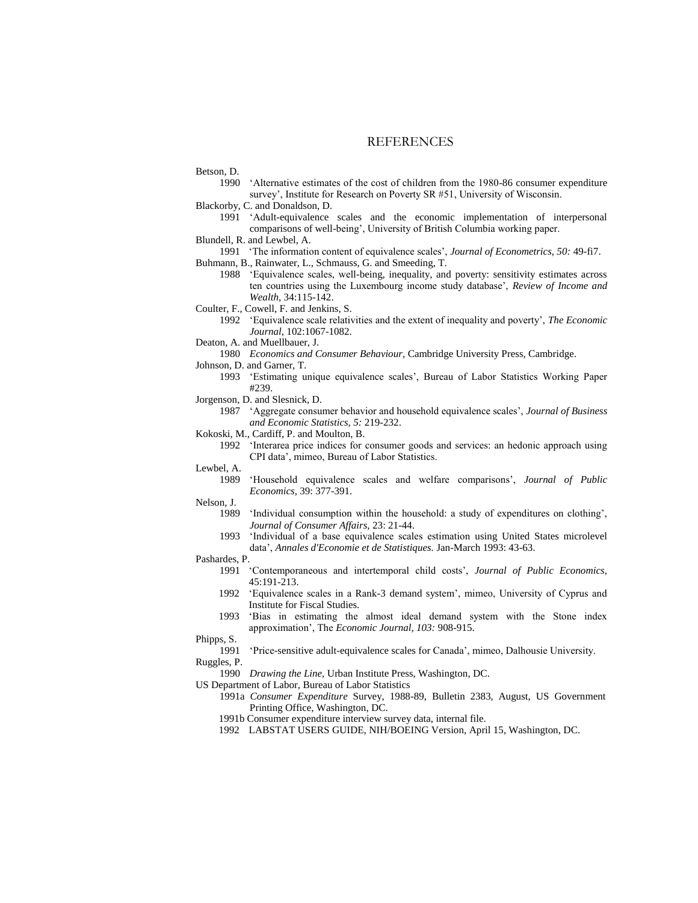# REFERENCES

Betson, D.

1990 'Alternative estimates of the cost of children from the 1980-86 consumer expenditure survey', Institute for Research on Poverty SR #51, University of Wisconsin.

Blackorby, C. and Donaldson, D.

1991 'Adult-equivalence scales and the economic implementation of interpersonal comparisons of well-being', University of British Columbia working paper.

Blundell, R. and Lewbel, A.

1991 'The information content of equivalence scales', *Journal of Econometrics, 50:* 49-fi7.

Buhmann, B., Rainwater, L., Schmauss, G. and Smeeding, T.

1988 'Equivalence scales, well-being, inequality, and poverty: sensitivity estimates across ten countries using the Luxembourg income study database', *Review of Income and Wealth,* 34:115-142.

Coulter, F., Cowell, F. and Jenkins, S.

1992 'Equivalence scale relativities and the extent of inequality and poverty', *The Economic Journal,* 102:1067-1082.

Deaton, A. and Muellbauer, J.

1980 *Economics and Consumer Behaviour,* Cambridge University Press, Cambridge.

Johnson, D. and Garner, T.

1993 'Estimating unique equivalence scales', Bureau of Labor Statistics Working Paper #239.

Jorgenson, D. and Slesnick, D.

1987 'Aggregate consumer behavior and household equivalence scales', *Journal of Business and Economic Statistics, 5:* 219-232.

Kokoski, M., Cardiff, P. and Moulton, B.

1992 'Interarea price indices for consumer goods and services: an hedonic approach using CPI data', mimeo, Bureau of Labor Statistics.

Lewbel, A.

1989 'Household equivalence scales and welfare comparisons', *Journal of Public Economics,* 39: 377-391.

Nelson, J.

1989 'Individual consumption within the household: a study of expenditures on clothing', *Journal of Consumer Affairs,* 23: 21-44.

1993 'Individual of a base equivalence scales estimation using United States microlevel data', *Annales d'Economie et de Statistiques.* Jan-March 1993: 43-63.

Pashardes, P.

1991 'Contemporaneous and intertemporal child costs', *Journal of Public Economics,* 45:191-213.

1992 'Equivalence scales in a Rank-3 demand system', mimeo, University of Cyprus and Institute for Fiscal Studies.

1993 'Bias in estimating the almost ideal demand system with the Stone index approximation', The *Economic Journal, 103:* 908-915.

Phipps, S.

1991 'Price-sensitive adult-equivalence scales for Canada', mimeo, Dalhousie University.

Ruggles, P.

1990 *Drawing the Line,* Urban Institute Press, Washington, DC.

US Department of Labor, Bureau of Labor Statistics

1991a *Consumer Expenditure* Survey, 1988-89, Bulletin 2383, August, US Government Printing Office, Washington, DC.

1991b Consumer expenditure interview survey data, internal file.

1992 LABSTAT USERS GUIDE, NIH/BOEING Version, April 15, Washington, DC.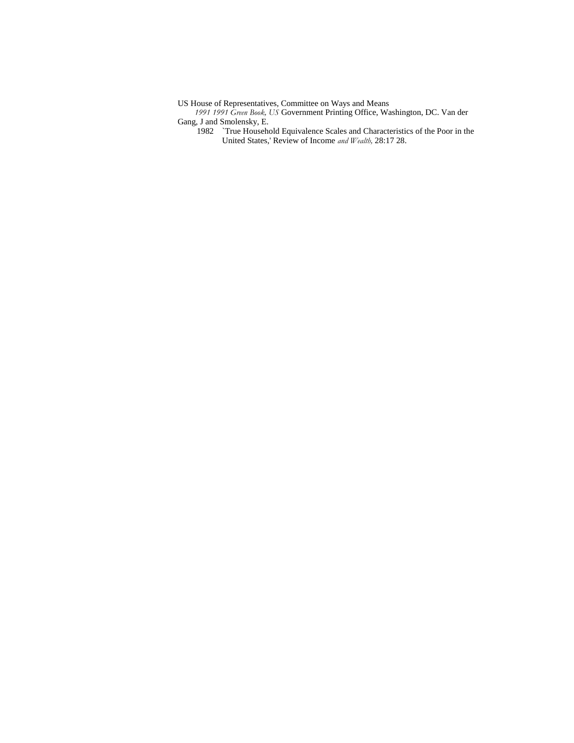US House of Representatives, Committee on Ways and Means

*1991 1991 Green Book, US* Government Printing Office, Washington, DC.

Van der Gang, J and Smolensky, E.

1982 `True Household Equivalence Scales and Characteristics of the Poor in the United States,' Review of Income *and Wealth,* 28:17 28.